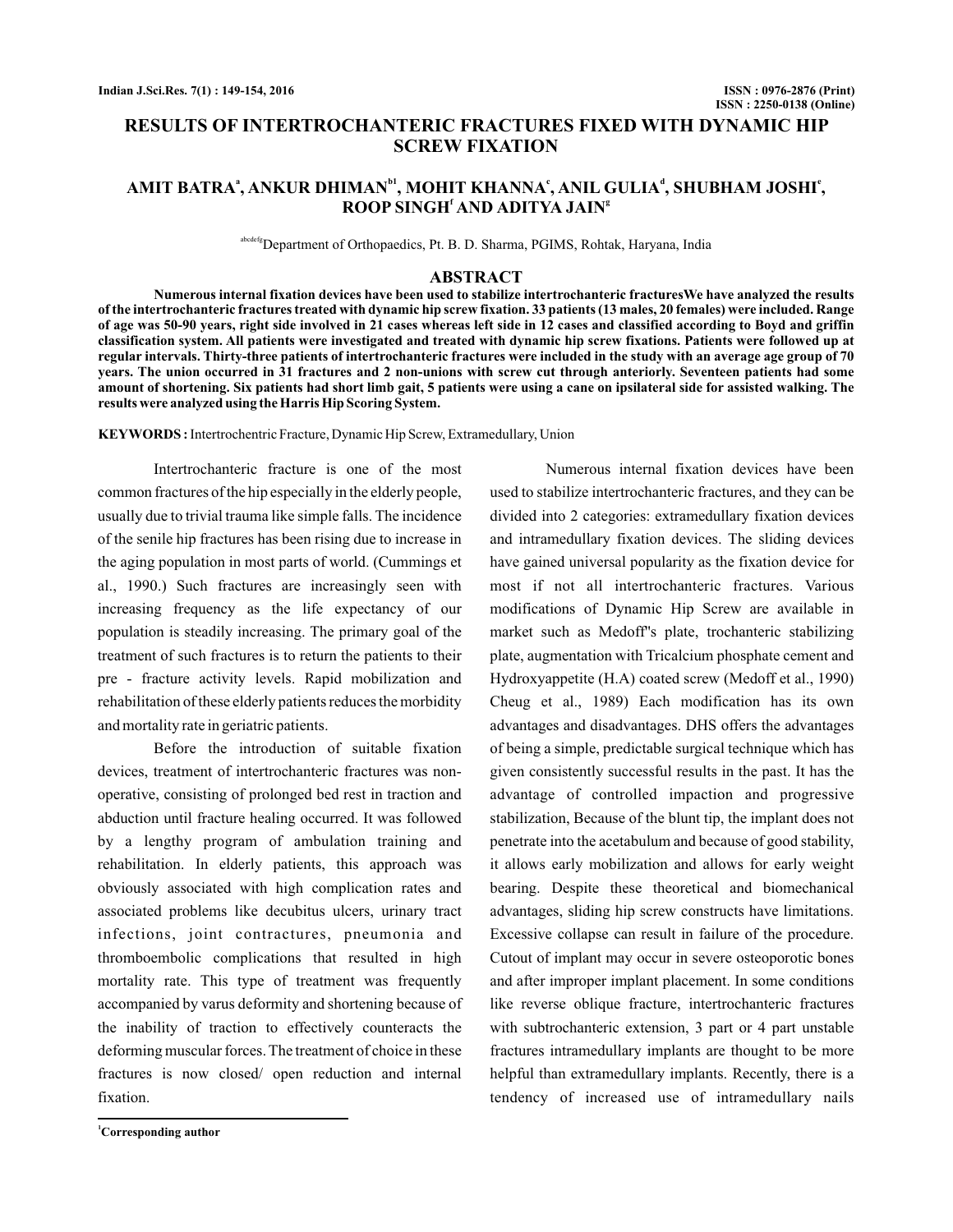# RESULTS OF INTERTROCHANTERIC FRACTURES FIXED WITH DYNAMIC HIP SCREW FIXATION

**AMIT BATRA[a], ANKUR DHIMAN[b1], MOHIT KHANNA[c], ANIL GULIA[d], SHUBHAM JOSHI[e], ROOP SINGH[f] AND ADITYA JAIN[g]**

[abcdefg]Department of Orthopaedics, Pt. B. D. Sharma, PGIMS, Rohtak, Haryana, India

## ABSTRACT

**Numerous internal fixation devices have been used to stabilize intertrochanteric fracturesWe have analyzed the results of the intertrochanteric fractures treated with dynamic hip screw fixation. 33 patients (13 males, 20 females) were included. Range of age was 50-90 years, right side involved in 21 cases whereas left side in 12 cases and classified according to Boyd and griffin classification system. All patients were investigated and treated with dynamic hip screw fixations. Patients were followed up at regular intervals. Thirty-three patients of intertrochanteric fractures were included in the study with an average age group of 70 years. The union occurred in 31 fractures and 2 non-unions with screw cut through anteriorly. Seventeen patients had some amount of shortening. Six patients had short limb gait, 5 patients were using a cane on ipsilateral side for assisted walking. The results were analyzed using the Harris Hip Scoring System.**

**KEYWORDS :** Intertrochentric Fracture, Dynamic Hip Screw, Extramedullary, Union

Intertrochanteric fracture is one of the most common fractures of the hip especially in the elderly people, usually due to trivial trauma like simple falls. The incidence of the senile hip fractures has been rising due to increase in the aging population in most parts of world. (Cummings et al., 1990.) Such fractures are increasingly seen with increasing frequency as the life expectancy of our population is steadily increasing. The primary goal of the treatment of such fractures is to return the patients to their pre - fracture activity levels. Rapid mobilization and rehabilitation of these elderly patients reduces the morbidity and mortality rate in geriatric patients.

Before the introduction of suitable fixation devices, treatment of intertrochanteric fractures was non-operative, consisting of prolonged bed rest in traction and abduction until fracture healing occurred. It was followed by a lengthy program of ambulation training and rehabilitation. In elderly patients, this approach was obviously associated with high complication rates and associated problems like decubitus ulcers, urinary tract infections, joint contractures, pneumonia and thromboembolic complications that resulted in high mortality rate. This type of treatment was frequently accompanied by varus deformity and shortening because of the inability of traction to effectively counteracts the deforming muscular forces. The treatment of choice in these fractures is now closed/ open reduction and internal fixation.

Numerous internal fixation devices have been used to stabilize intertrochanteric fractures, and they can be divided into 2 categories: extramedullary fixation devices and intramedullary fixation devices. The sliding devices have gained universal popularity as the fixation device for most if not all intertrochanteric fractures. Various modifications of Dynamic Hip Screw are available in market such as Medoff''s plate, trochanteric stabilizing plate, augmentation with Tricalcium phosphate cement and Hydroxyappetite (H.A) coated screw (Medoff et al., 1990) Cheug et al., 1989) Each modification has its own advantages and disadvantages. DHS offers the advantages of being a simple, predictable surgical technique which has given consistently successful results in the past. It has the advantage of controlled impaction and progressive stabilization, Because of the blunt tip, the implant does not penetrate into the acetabulum and because of good stability, it allows early mobilization and allows for early weight bearing. Despite these theoretical and biomechanical advantages, sliding hip screw constructs have limitations. Excessive collapse can result in failure of the procedure. Cutout of implant may occur in severe osteoporotic bones and after improper implant placement. In some conditions like reverse oblique fracture, intertrochanteric fractures with subtrochanteric extension, 3 part or 4 part unstable fractures intramedullary implants are thought to be more helpful than extramedullary implants. Recently, there is a tendency of increased use of intramedullary nails

[1]Corresponding author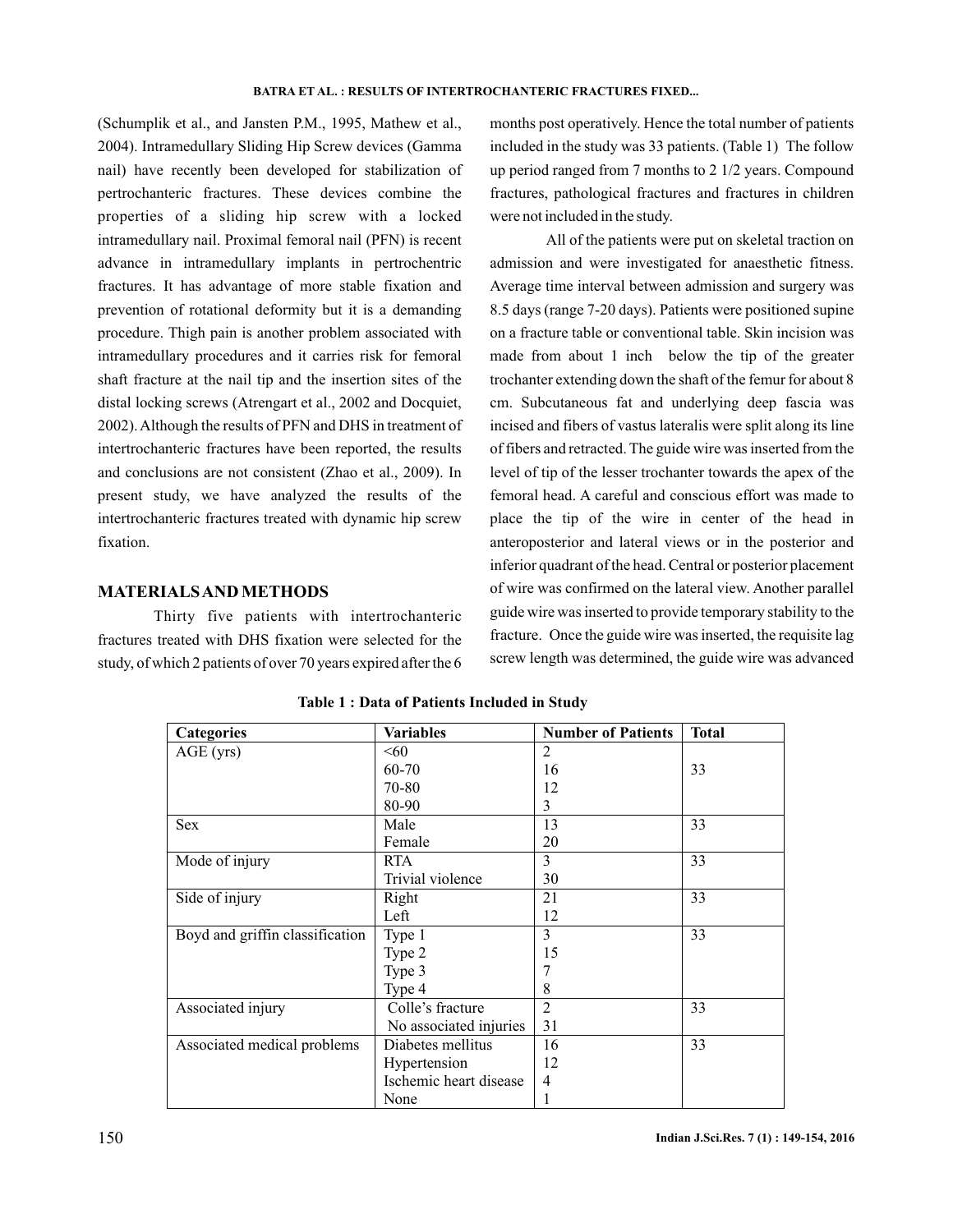(Schumplik et al., and Jansten P.M., 1995, Mathew et al., 2004). Intramedullary Sliding Hip Screw devices (Gamma nail) have recently been developed for stabilization of pertrochanteric fractures. These devices combine the properties of a sliding hip screw with a locked intramedullary nail. Proximal femoral nail (PFN) is recent advance in intramedullary implants in pertrochentric fractures. It has advantage of more stable fixation and prevention of rotational deformity but it is a demanding procedure. Thigh pain is another problem associated with intramedullary procedures and it carries risk for femoral shaft fracture at the nail tip and the insertion sites of the distal locking screws (Atrengart et al., 2002 and Docquiet, 2002). Although the results of PFN and DHS in treatment of intertrochanteric fractures have been reported, the results and conclusions are not consistent (Zhao et al., 2009). In present study, we have analyzed the results of the intertrochanteric fractures treated with dynamic hip screw fixation.

## MATERIALS AND METHODS

Thirty five patients with intertrochanteric fractures treated with DHS fixation were selected for the study, of which 2 patients of over 70 years expired after the 6 months post operatively. Hence the total number of patients included in the study was 33 patients. (Table 1) The follow up period ranged from 7 months to 2 1/2 years. Compound fractures, pathological fractures and fractures in children were not included in the study.

All of the patients were put on skeletal traction on admission and were investigated for anaesthetic fitness. Average time interval between admission and surgery was 8.5 days (range 7-20 days). Patients were positioned supine on a fracture table or conventional table. Skin incision was made from about 1 inch below the tip of the greater trochanter extending down the shaft of the femur for about 8 cm. Subcutaneous fat and underlying deep fascia was incised and fibers of vastus lateralis were split along its line of fibers and retracted. The guide wire was inserted from the level of tip of the lesser trochanter towards the apex of the femoral head. A careful and conscious effort was made to place the tip of the wire in center of the head in anteroposterior and lateral views or in the posterior and inferior quadrant of the head. Central or posterior placement of wire was confirmed on the lateral view. Another parallel guide wire was inserted to provide temporary stability to the fracture. Once the guide wire was inserted, the requisite lag screw length was determined, the guide wire was advanced

**Table 1 : Data of Patients Included in Study**

| Categories | Variables | Number of Patients | Total |
|---|---|---|---|
| AGE (yrs) | <60 | 2 | |
| | 60-70 | 16 | 33 |
| | 70-80 | 12 | |
| | 80-90 | 3 | |
| Sex | Male | 13 | 33 |
| | Female | 20 | |
| Mode of injury | RTA | 3 | 33 |
| | Trivial violence | 30 | |
| Side of injury | Right | 21 | 33 |
| | Left | 12 | |
| Boyd and griffin classification | Type 1 | 3 | 33 |
| | Type 2 | 15 | |
| | Type 3 | 7 | |
| | Type 4 | 8 | |
| Associated injury | Colle's fracture | 2 | 33 |
| | No associated injuries | 31 | |
| Associated medical problems | Diabetes mellitus | 16 | 33 |
| | Hypertension | 12 | |
| | Ischemic heart disease | 4 | |
| | None | 1 | |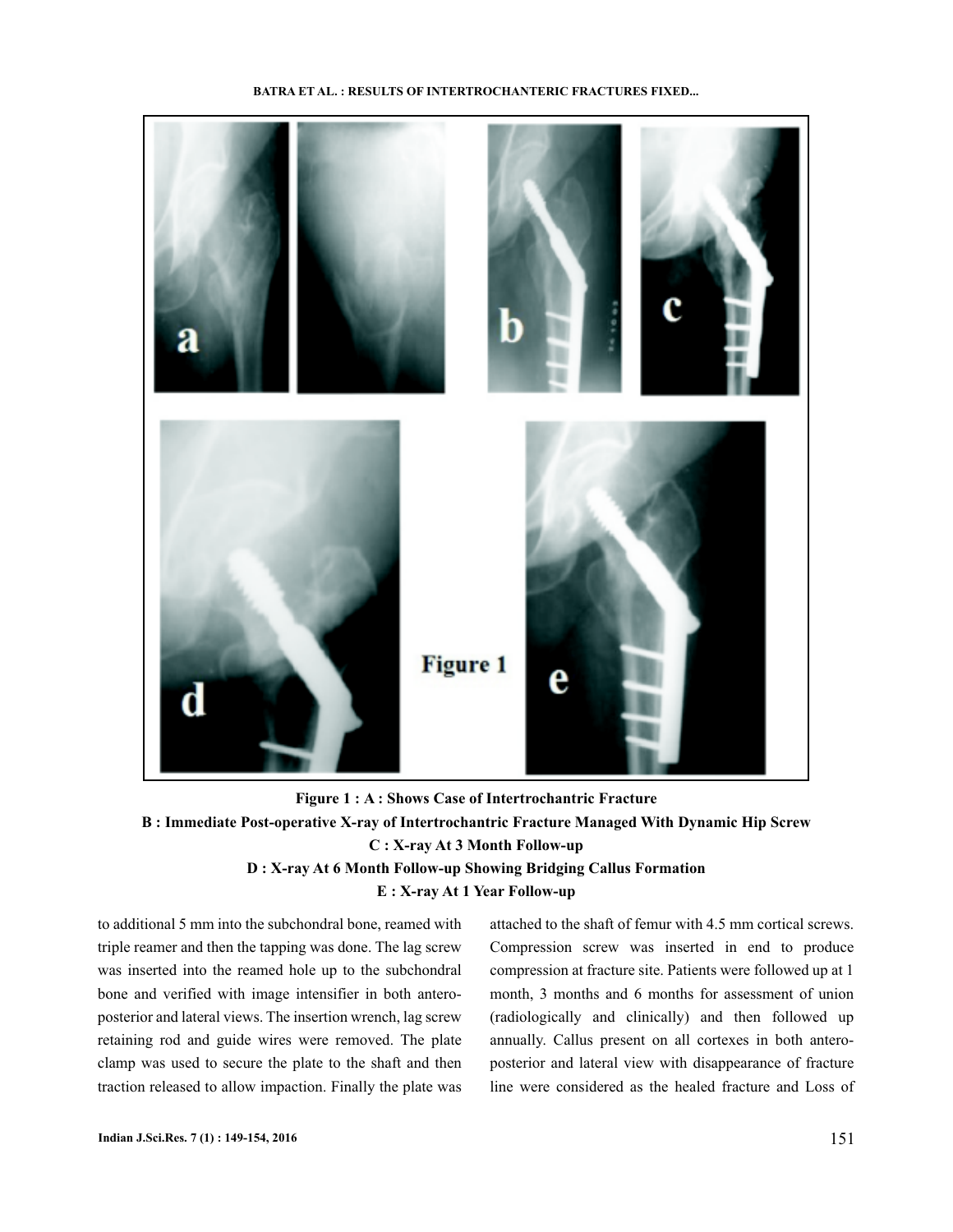**Figure 1 : A : Shows Case of Intertrochantric Fracture**
**B : Immediate Post-operative X-ray of Intertrochantric Fracture Managed With Dynamic Hip Screw**
**C : X-ray At 3 Month Follow-up**
**D : X-ray At 6 Month Follow-up Showing Bridging Callus Formation**
**E : X-ray At 1 Year Follow-up**

to additional 5 mm into the subchondral bone, reamed with triple reamer and then the tapping was done. The lag screw was inserted into the reamed hole up to the subchondral bone and verified with image intensifier in both antero-posterior and lateral views. The insertion wrench, lag screw retaining rod and guide wires were removed. The plate clamp was used to secure the plate to the shaft and then traction released to allow impaction. Finally the plate was attached to the shaft of femur with 4.5 mm cortical screws. Compression screw was inserted in end to produce compression at fracture site. Patients were followed up at 1 month, 3 months and 6 months for assessment of union (radiologically and clinically) and then followed up annually. Callus present on all cortexes in both antero-posterior and lateral view with disappearance of fracture line were considered as the healed fracture and Loss of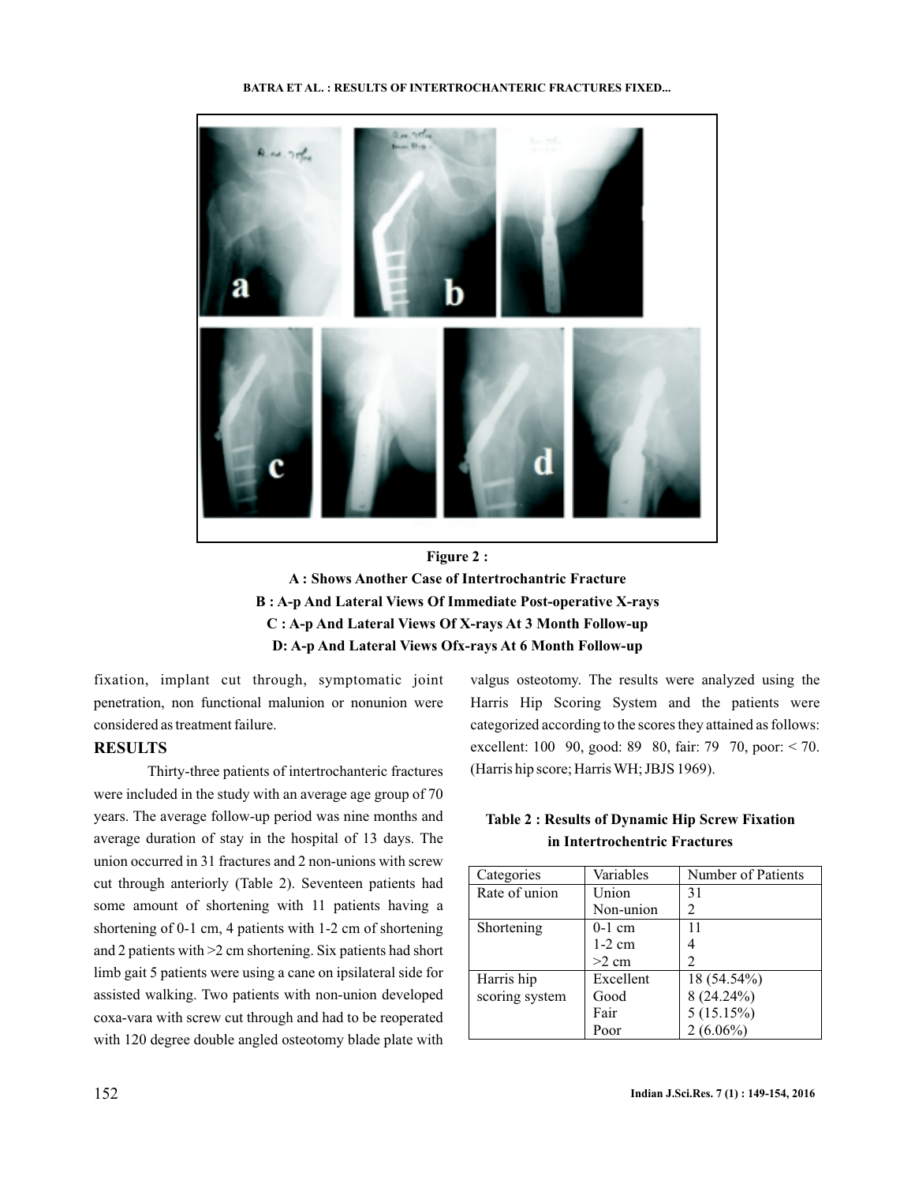**Figure 2 :**

**A : Shows Another Case of Intertrochantric Fracture**

**B : A-p And Lateral Views Of Immediate Post-operative X-rays**

**C : A-p And Lateral Views Of X-rays At 3 Month Follow-up**

**D: A-p And Lateral Views Ofx-rays At 6 Month Follow-up**

fixation, implant cut through, symptomatic joint penetration, non functional malunion or nonunion were considered as treatment failure.

## RESULTS

Thirty-three patients of intertrochanteric fractures were included in the study with an average age group of 70 years. The average follow-up period was nine months and average duration of stay in the hospital of 13 days. The union occurred in 31 fractures and 2 non-unions with screw cut through anteriorly (Table 2). Seventeen patients had some amount of shortening with 11 patients having a shortening of 0-1 cm, 4 patients with 1-2 cm of shortening and 2 patients with >2 cm shortening. Six patients had short limb gait 5 patients were using a cane on ipsilateral side for assisted walking. Two patients with non-union developed coxa-vara with screw cut through and had to be reoperated with 120 degree double angled osteotomy blade plate with valgus osteotomy. The results were analyzed using the Harris Hip Scoring System and the patients were categorized according to the scores they attained as follows: excellent: 100 90, good: 89 80, fair: 79 70, poor: < 70. (Harris hip score; Harris WH; JBJS 1969).

**Table 2 : Results of Dynamic Hip Screw Fixation in Intertrochentric Fractures**

| Categories | Variables | Number of Patients |
|---|---|---|
| Rate of union | Union | 31 |
| | Non-union | 2 |
| Shortening | 0-1 cm | 11 |
| | 1-2 cm | 4 |
| | >2 cm | 2 |
| Harris hip scoring system | Excellent | 18 (54.54%) |
| | Good | 8 (24.24%) |
| | Fair | 5 (15.15%) |
| | Poor | 2 (6.06%) |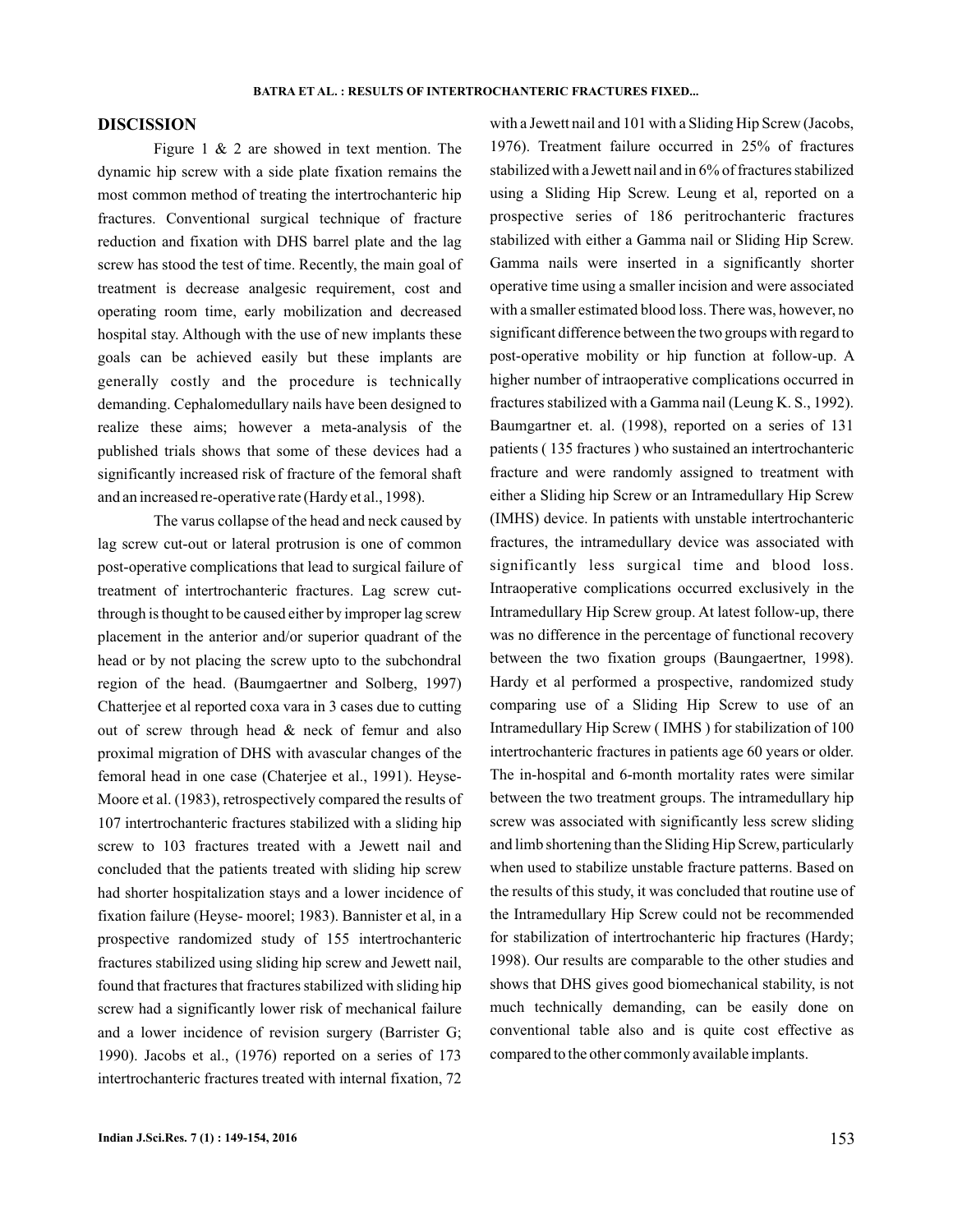## DISCISSION

Figure 1 & 2 are showed in text mention. The dynamic hip screw with a side plate fixation remains the most common method of treating the intertrochanteric hip fractures. Conventional surgical technique of fracture reduction and fixation with DHS barrel plate and the lag screw has stood the test of time. Recently, the main goal of treatment is decrease analgesic requirement, cost and operating room time, early mobilization and decreased hospital stay. Although with the use of new implants these goals can be achieved easily but these implants are generally costly and the procedure is technically demanding. Cephalomedullary nails have been designed to realize these aims; however a meta-analysis of the published trials shows that some of these devices had a significantly increased risk of fracture of the femoral shaft and an increased re-operative rate (Hardy et al., 1998).

The varus collapse of the head and neck caused by lag screw cut-out or lateral protrusion is one of common post-operative complications that lead to surgical failure of treatment of intertrochanteric fractures. Lag screw cut-through is thought to be caused either by improper lag screw placement in the anterior and/or superior quadrant of the head or by not placing the screw upto to the subchondral region of the head. (Baumgaertner and Solberg, 1997) Chatterjee et al reported coxa vara in 3 cases due to cutting out of screw through head & neck of femur and also proximal migration of DHS with avascular changes of the femoral head in one case (Chaterjee et al., 1991). Heyse-Moore et al. (1983), retrospectively compared the results of 107 intertrochanteric fractures stabilized with a sliding hip screw to 103 fractures treated with a Jewett nail and concluded that the patients treated with sliding hip screw had shorter hospitalization stays and a lower incidence of fixation failure (Heyse- moorel; 1983). Bannister et al, in a prospective randomized study of 155 intertrochanteric fractures stabilized using sliding hip screw and Jewett nail, found that fractures that fractures stabilized with sliding hip screw had a significantly lower risk of mechanical failure and a lower incidence of revision surgery (Barrister G; 1990). Jacobs et al., (1976) reported on a series of 173 intertrochanteric fractures treated with internal fixation, 72 with a Jewett nail and 101 with a Sliding Hip Screw (Jacobs, 1976). Treatment failure occurred in 25% of fractures stabilized with a Jewett nail and in 6% of fractures stabilized using a Sliding Hip Screw. Leung et al, reported on a prospective series of 186 peritrochanteric fractures stabilized with either a Gamma nail or Sliding Hip Screw. Gamma nails were inserted in a significantly shorter operative time using a smaller incision and were associated with a smaller estimated blood loss. There was, however, no significant difference between the two groups with regard to post-operative mobility or hip function at follow-up. A higher number of intraoperative complications occurred in fractures stabilized with a Gamma nail (Leung K. S., 1992). Baumgartner et. al. (1998), reported on a series of 131 patients ( 135 fractures ) who sustained an intertrochanteric fracture and were randomly assigned to treatment with either a Sliding hip Screw or an Intramedullary Hip Screw (IMHS) device. In patients with unstable intertrochanteric fractures, the intramedullary device was associated with significantly less surgical time and blood loss. Intraoperative complications occurred exclusively in the Intramedullary Hip Screw group. At latest follow-up, there was no difference in the percentage of functional recovery between the two fixation groups (Baungaertner, 1998). Hardy et al performed a prospective, randomized study comparing use of a Sliding Hip Screw to use of an Intramedullary Hip Screw ( IMHS ) for stabilization of 100 intertrochanteric fractures in patients age 60 years or older. The in-hospital and 6-month mortality rates were similar between the two treatment groups. The intramedullary hip screw was associated with significantly less screw sliding and limb shortening than the Sliding Hip Screw, particularly when used to stabilize unstable fracture patterns. Based on the results of this study, it was concluded that routine use of the Intramedullary Hip Screw could not be recommended for stabilization of intertrochanteric hip fractures (Hardy; 1998). Our results are comparable to the other studies and shows that DHS gives good biomechanical stability, is not much technically demanding, can be easily done on conventional table also and is quite cost effective as compared to the other commonly available implants.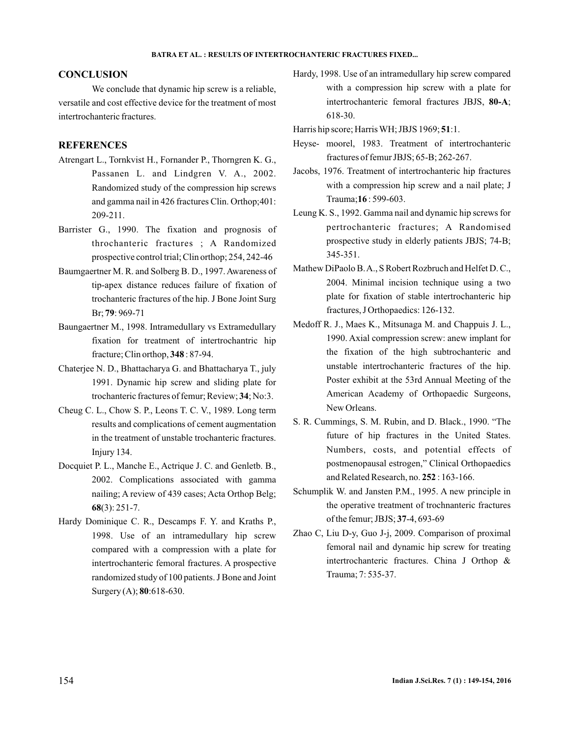## CONCLUSION

We conclude that dynamic hip screw is a reliable, versatile and cost effective device for the treatment of most intertrochanteric fractures.

## REFERENCES

Atrengart L., Tornkvist H., Fornander P., Thorngren K. G., Passanen L. and Lindgren V. A., 2002. Randomized study of the compression hip screws and gamma nail in 426 fractures Clin. Orthop;401: 209-211.

Barrister G., 1990. The fixation and prognosis of throchanteric fractures ; A Randomized prospective control trial; Clin orthop; 254, 242-46

Baumgaertner M. R. and Solberg B. D., 1997. Awareness of tip-apex distance reduces failure of fixation of trochanteric fractures of the hip. J Bone Joint Surg Br; **79**: 969-71

Baungaertner M., 1998. Intramedullary vs Extramedullary fixation for treatment of intertrochantric hip fracture; Clin orthop, **348** : 87-94.

Chaterjee N. D., Bhattacharya G. and Bhattacharya T., july 1991. Dynamic hip screw and sliding plate for trochanteric fractures of femur; Review; **34**; No:3.

Cheug C. L., Chow S. P., Leons T. C. V., 1989. Long term results and complications of cement augmentation in the treatment of unstable trochanteric fractures. Injury 134.

Docquiet P. L., Manche E., Actrique J. C. and Genletb. B., 2002. Complications associated with gamma nailing; A review of 439 cases; Acta Orthop Belg; **68**(3): 251-7.

Hardy Dominique C. R., Descamps F. Y. and Kraths P., 1998. Use of an intramedullary hip screw compared with a compression with a plate for intertrochanteric femoral fractures. A prospective randomized study of 100 patients. J Bone and Joint Surgery (A); **80**:618-630.

Hardy, 1998. Use of an intramedullary hip screw compared with a compression hip screw with a plate for intertrochanteric femoral fractures JBJS, **80-A**; 618-30.

Harris hip score; Harris WH; JBJS 1969; **51**:1.

Heyse- moorel, 1983. Treatment of intertrochanteric fractures of femur JBJS; 65-B; 262-267.

Jacobs, 1976. Treatment of intertrochanteric hip fractures with a compression hip screw and a nail plate; J Trauma;**16** : 599-603.

Leung K. S., 1992. Gamma nail and dynamic hip screws for pertrochanteric fractures; A Randomised prospective study in elderly patients JBJS; 74-B; 345-351.

Mathew DiPaolo B. A., S Robert Rozbruch and Helfet D. C., 2004. Minimal incision technique using a two plate for fixation of stable intertrochanteric hip fractures, J Orthopaedics: 126-132.

Medoff R. J., Maes K., Mitsunaga M. and Chappuis J. L., 1990. Axial compression screw: anew implant for the fixation of the high subtrochanteric and unstable intertrochanteric fractures of the hip. Poster exhibit at the 53rd Annual Meeting of the American Academy of Orthopaedic Surgeons, New Orleans.

S. R. Cummings, S. M. Rubin, and D. Black., 1990. "The future of hip fractures in the United States. Numbers, costs, and potential effects of postmenopausal estrogen," Clinical Orthopaedics and Related Research, no. **252** : 163-166.

Schumplik W. and Jansten P.M., 1995. A new principle in the operative treatment of trochnanteric fractures of the femur; JBJS; **37**-4, 693-69

Zhao C, Liu D-y, Guo J-j, 2009. Comparison of proximal femoral nail and dynamic hip screw for treating intertrochanteric fractures. China J Orthop & Trauma; 7: 535-37.